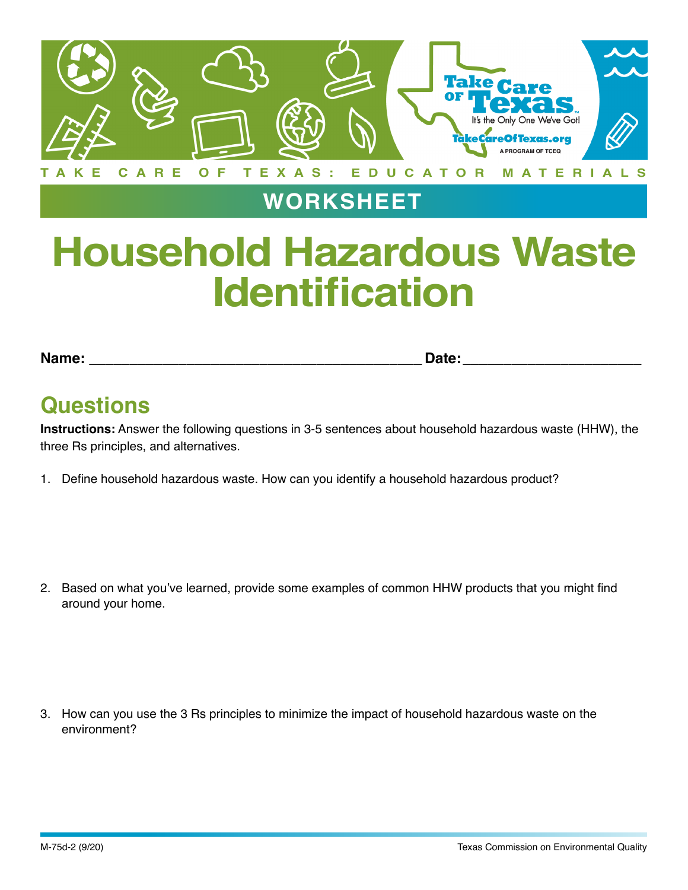TAKE CARE OF TEXAS: EDUCATOR MATERIALS

## WORKSHEET

# Household Hazardous Waste Identification

**Name:** ________________________________________ **Date:** ______________________

## Questions

**Instructions:** Answer the following questions in 3-5 sentences about household hazardous waste (HHW), the three Rs principles, and alternatives.

1. Define household hazardous waste. How can you identify a household hazardous product?

2. Based on what you've learned, provide some examples of common HHW products that you might find around your home.

3. How can you use the 3 Rs principles to minimize the impact of household hazardous waste on the environment?

M-75d-2 (9/20)

Texas Commission on Environmental Quality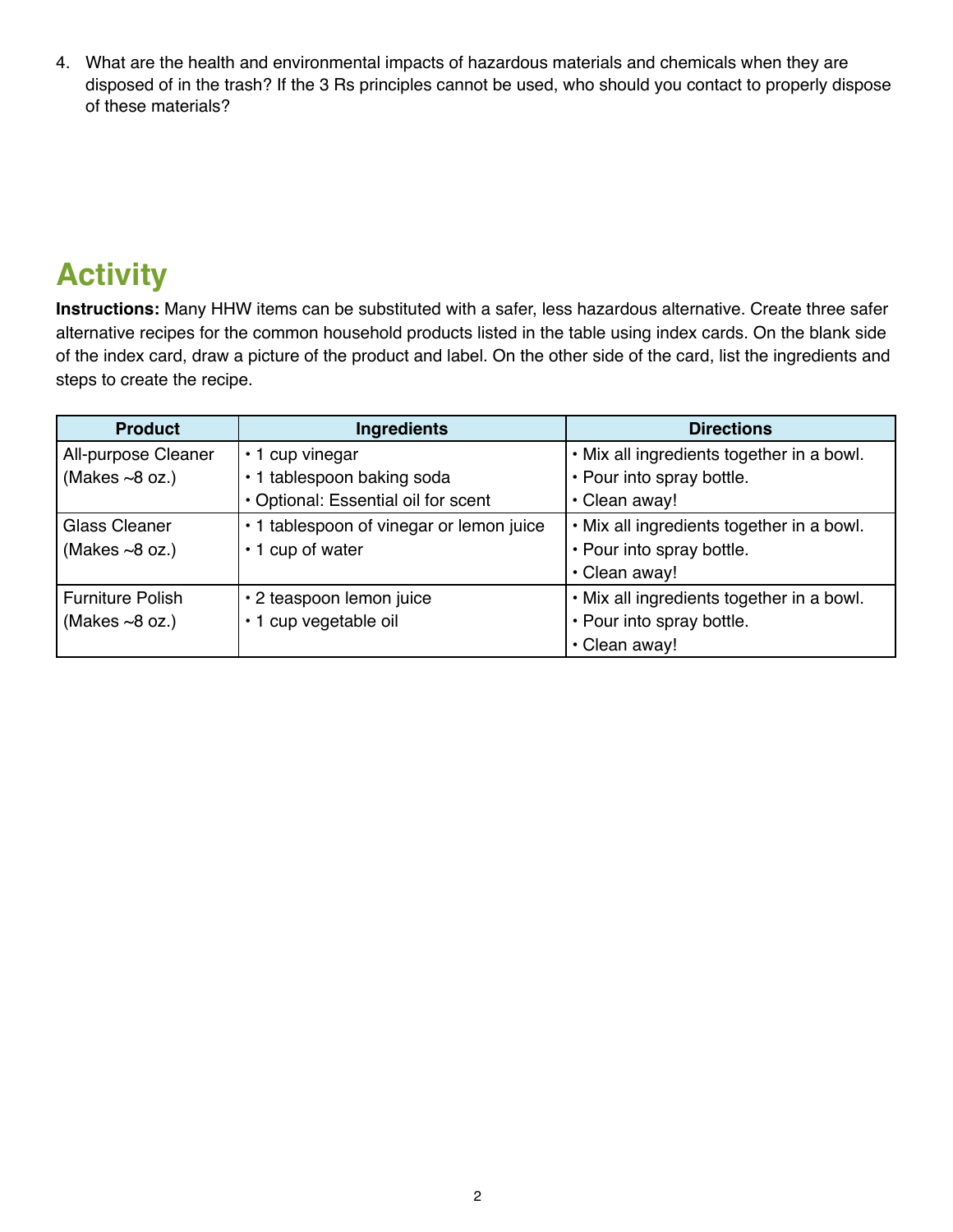4. What are the health and environmental impacts of hazardous materials and chemicals when they are disposed of in the trash? If the 3 Rs principles cannot be used, who should you contact to properly dispose of these materials?

## Activity

**Instructions:** Many HHW items can be substituted with a safer, less hazardous alternative. Create three safer alternative recipes for the common household products listed in the table using index cards. On the blank side of the index card, draw a picture of the product and label. On the other side of the card, list the ingredients and steps to create the recipe.

| Product | Ingredients | Directions |
|---|---|---|
| All-purpose Cleaner (Makes ~8 oz.) | • 1 cup vinegar<br>• 1 tablespoon baking soda<br>• Optional: Essential oil for scent | • Mix all ingredients together in a bowl.<br>• Pour into spray bottle.<br>• Clean away! |
| Glass Cleaner (Makes ~8 oz.) | • 1 tablespoon of vinegar or lemon juice<br>• 1 cup of water | • Mix all ingredients together in a bowl.<br>• Pour into spray bottle.<br>• Clean away! |
| Furniture Polish (Makes ~8 oz.) | • 2 teaspoon lemon juice<br>• 1 cup vegetable oil | • Mix all ingredients together in a bowl.<br>• Pour into spray bottle.<br>• Clean away! |